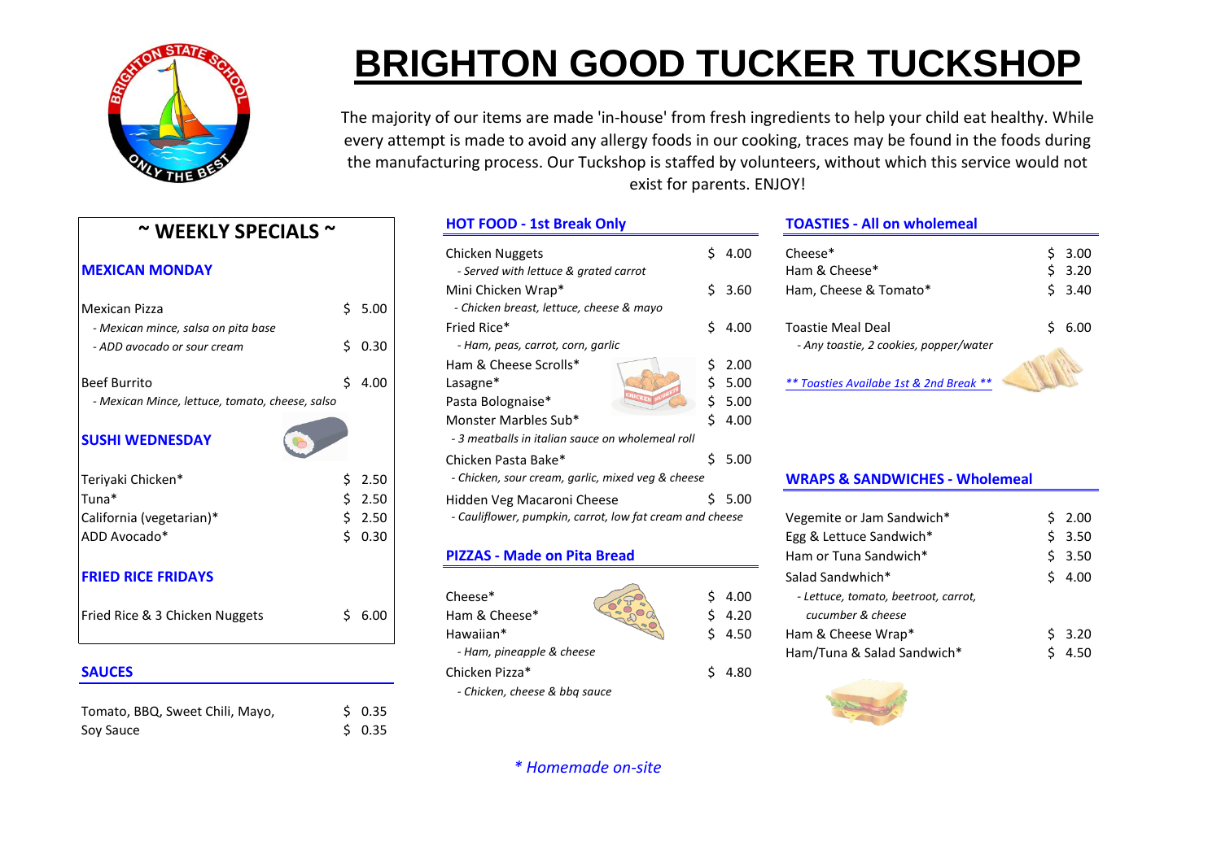# BRIGHTON GOOD TUCKER TUCKSHOP

The majority of our items are made 'in-house' from fresh ingredients to help your child eat healthy. While every attempt is made to avoid any allergy foods in our cooking, traces may be found in the foods during the manufacturing process. Our Tuckshop is staffed by volunteers, without which this service would not exist for parents. ENJOY!

## ~ WEEKLY SPECIALS ~

### MEXICAN MONDAY

| Item | Price |
|---|---|
| Mexican Pizza | $ 5.00 |
| *- Mexican mince, salsa on pita base* | |
| *- ADD avocado or sour cream* | $ 0.30 |
| Beef Burrito | $ 4.00 |
| *- Mexican Mince, lettuce, tomato, cheese, salsa* | |

### SUSHI WEDNESDAY

| Item | Price |
|---|---|
| Teriyaki Chicken* | $ 2.50 |
| Tuna* | $ 2.50 |
| California (vegetarian)* | $ 2.50 |
| ADD Avocado* | $ 0.30 |

### FRIED RICE FRIDAYS

| Item | Price |
|---|---|
| Fried Rice & 3 Chicken Nuggets | $ 6.00 |

### SAUCES

| Item | Price |
|---|---|
| Tomato, BBQ, Sweet Chili, Mayo, | $ 0.35 |
| Soy Sauce | $ 0.35 |

### HOT FOOD - 1st Break Only

| Item | Price |
|---|---|
| Chicken Nuggets | $ 4.00 |
| *- Served with lettuce & grated carrot* | |
| Mini Chicken Wrap* | $ 3.60 |
| *- Chicken breast, lettuce, cheese & mayo* | |
| Fried Rice* | $ 4.00 |
| *- Ham, peas, carrot, corn, garlic* | |
| Ham & Cheese Scrolls* | $ 2.00 |
| Lasagne* | $ 5.00 |
| Pasta Bolognaise* | $ 5.00 |
| Monster Marbles Sub* | $ 4.00 |
| *- 3 meatballs in italian sauce on wholemeal roll* | |
| Chicken Pasta Bake* | $ 5.00 |
| *- Chicken, sour cream, garlic, mixed veg & cheese* | |
| Hidden Veg Macaroni Cheese | $ 5.00 |
| *- Cauliflower, pumpkin, carrot, low fat cream and cheese* | |

### PIZZAS - Made on Pita Bread

| Item | Price |
|---|---|
| Cheese* | $ 4.00 |
| Ham & Cheese* | $ 4.20 |
| Hawaiian* | $ 4.50 |
| *- Ham, pineapple & cheese* | |
| Chicken Pizza* | $ 4.80 |
| *- Chicken, cheese & bbq sauce* | |

### TOASTIES - All on wholemeal

| Item | Price |
|---|---|
| Cheese* | $ 3.00 |
| Ham & Cheese* | $ 3.20 |
| Ham, Cheese & Tomato* | $ 3.40 |
| Toastie Meal Deal | $ 6.00 |
| *- Any toastie, 2 cookies, popper/water* | |

*** Toasties Availabe 1st & 2nd Break ***

### WRAPS & SANDWICHES - Wholemeal

| Item | Price |
|---|---|
| Vegemite or Jam Sandwich* | $ 2.00 |
| Egg & Lettuce Sandwich* | $ 3.50 |
| Ham or Tuna Sandwich* | $ 3.50 |
| Salad Sandwich* | $ 4.00 |
| *- Lettuce, tomato, beetroot, carrot, cucumber & cheese* | |
| Ham & Cheese Wrap* | $ 3.20 |
| Ham/Tuna & Salad Sandwich* | $ 4.50 |

*\* Homemade on-site*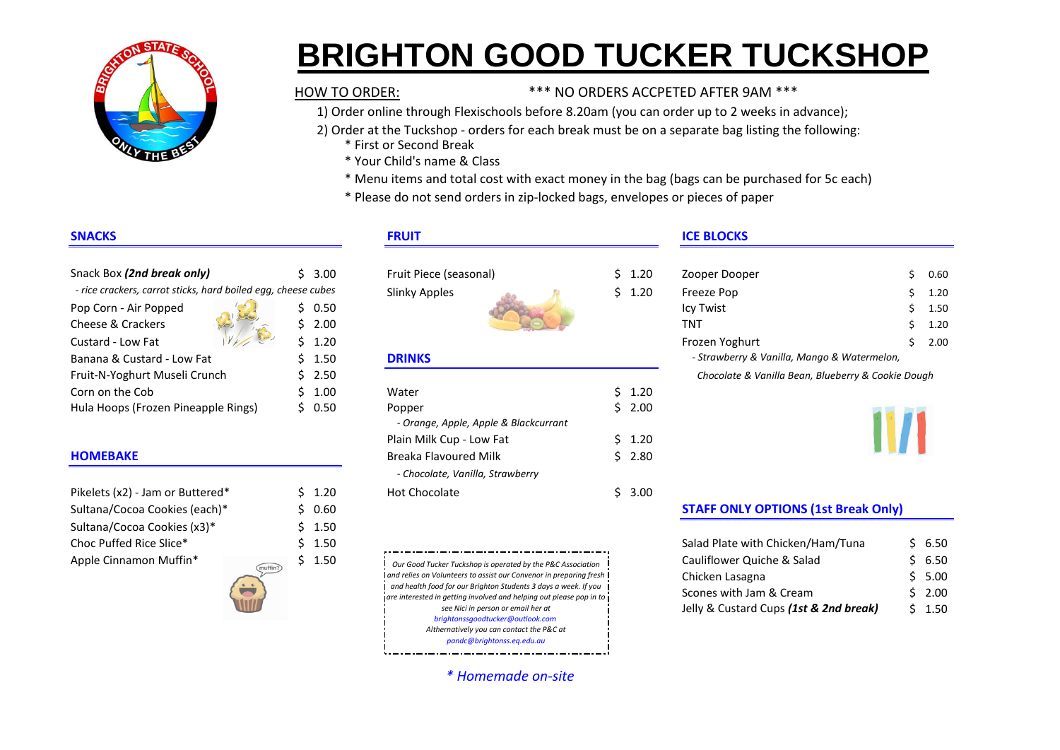# BRIGHTON GOOD TUCKER TUCKSHOP

HOW TO ORDER: *** NO ORDERS ACCPETED AFTER 9AM ***

1) Order online through Flexischools before 8.20am (you can order up to 2 weeks in advance);
2) Order at the Tuckshop - orders for each break must be on a separate bag listing the following:
   * First or Second Break
   * Your Child's name & Class
   * Menu items and total cost with exact money in the bag (bags can be purchased for 5c each)
   * Please do not send orders in zip-locked bags, envelopes or pieces of paper

## SNACKS

| | |
|---|---|
| Snack Box ***(2nd break only)*** | $ 3.00 |
| *- rice crackers, carrot sticks, hard boiled egg, cheese cubes* | |
| Pop Corn - Air Popped | $ 0.50 |
| Cheese & Crackers | $ 2.00 |
| Custard - Low Fat | $ 1.20 |
| Banana & Custard - Low Fat | $ 1.50 |
| Fruit-N-Yoghurt Museli Crunch | $ 2.50 |
| Corn on the Cob | $ 1.00 |
| Hula Hoops (Frozen Pineapple Rings) | $ 0.50 |

## HOMEBAKE

| | |
|---|---|
| Pikelets (x2) - Jam or Buttered* | $ 1.20 |
| Sultana/Cocoa Cookies (each)* | $ 0.60 |
| Sultana/Cocoa Cookies (x3)* | $ 1.50 |
| Choc Puffed Rice Slice* | $ 1.50 |
| Apple Cinnamon Muffin* | $ 1.50 |

## FRUIT

| | |
|---|---|
| Fruit Piece (seasonal) | $ 1.20 |
| Slinky Apples | $ 1.20 |

## DRINKS

| | |
|---|---|
| Water | $ 1.20 |
| Popper | $ 2.00 |
| *- Orange, Apple, Apple & Blackcurrant* | |
| Plain Milk Cup - Low Fat | $ 1.20 |
| Breaka Flavoured Milk | $ 2.80 |
| *- Chocolate, Vanilla, Strawberry* | |
| Hot Chocolate | $ 3.00 |

*Our Good Tucker Tuckshop is operated by the P&C Association and relies on Volunteers to assist our Convenor in preparing fresh and health food for our Brighton Students 3 days a week. If you are interested in getting involved and helping out please pop in to see Nici in person or email her at brightonssgoodtucker@outlook.com Alternatively you can contact the P&C at pandc@brightonss.eq.edu.au*

*\* Homemade on-site*

## ICE BLOCKS

| | |
|---|---|
| Zooper Dooper | $ 0.60 |
| Freeze Pop | $ 1.20 |
| Icy Twist | $ 1.50 |
| TNT | $ 1.20 |
| Frozen Yoghurt | $ 2.00 |
| *- Strawberry & Vanilla, Mango & Watermelon, Chocolate & Vanilla Bean, Blueberry & Cookie Dough* | |

## STAFF ONLY OPTIONS (1st Break Only)

| | |
|---|---|
| Salad Plate with Chicken/Ham/Tuna | $ 6.50 |
| Cauliflower Quiche & Salad | $ 6.50 |
| Chicken Lasagna | $ 5.00 |
| Scones with Jam & Cream | $ 2.00 |
| Jelly & Custard Cups ***(1st & 2nd break)*** | $ 1.50 |